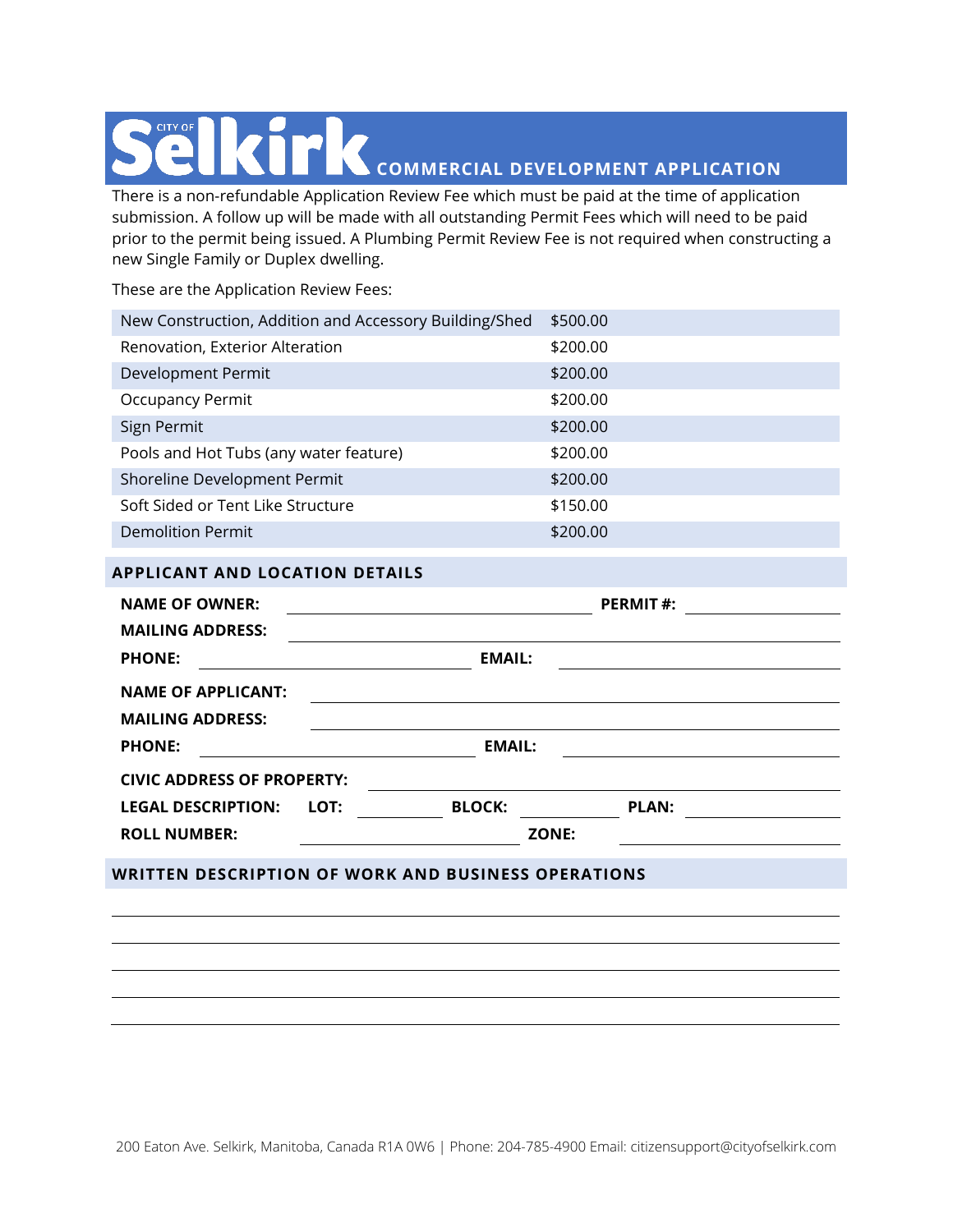# City of Selkirk COMMERCIAL DEVELOPMENT APPLICATION

There is a non-refundable Application Review Fee which must be paid at the time of application submission. A follow up will be made with all outstanding Permit Fees which will need to be paid prior to the permit being issued. A Plumbing Permit Review Fee is not required when constructing a new Single Family or Duplex dwelling.

These are the Application Review Fees:

| | |
|---|---|
| New Construction, Addition and Accessory Building/Shed | $500.00 |
| Renovation, Exterior Alteration | $200.00 |
| Development Permit | $200.00 |
| Occupancy Permit | $200.00 |
| Sign Permit | $200.00 |
| Pools and Hot Tubs (any water feature) | $200.00 |
| Shoreline Development Permit | $200.00 |
| Soft Sided or Tent Like Structure | $150.00 |
| Demolition Permit | $200.00 |

## APPLICANT AND LOCATION DETAILS

**NAME OF OWNER:** ______________________ **PERMIT #:** ____________

**MAILING ADDRESS:** ______________________

**PHONE:** ______________________ **EMAIL:** ______________________

**NAME OF APPLICANT:** ______________________

**MAILING ADDRESS:** ______________________

**PHONE:** ______________________ **EMAIL:** ______________________

**CIVIC ADDRESS OF PROPERTY:** ______________________

**LEGAL DESCRIPTION:** **LOT:** __________ **BLOCK:** __________ **PLAN:** __________

**ROLL NUMBER:** ______________________ **ZONE:** ______________________

## WRITTEN DESCRIPTION OF WORK AND BUSINESS OPERATIONS

______________________________________________________________________

______________________________________________________________________

______________________________________________________________________

______________________________________________________________________

______________________________________________________________________

200 Eaton Ave. Selkirk, Manitoba, Canada R1A 0W6 | Phone: 204-785-4900 Email: citizensupport@cityofselkirk.com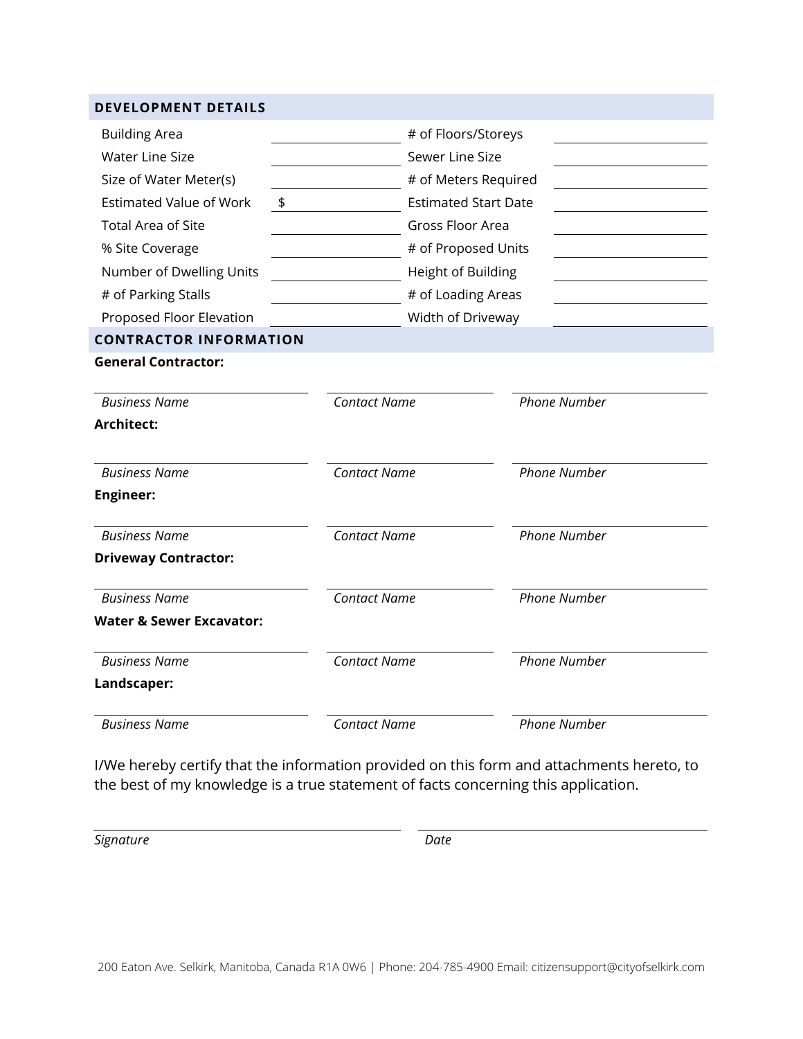## DEVELOPMENT DETAILS

| | | | |
|---|---|---|---|
| Building Area | | # of Floors/Storeys | |
| Water Line Size | | Sewer Line Size | |
| Size of Water Meter(s) | | # of Meters Required | |
| Estimated Value of Work | $ | Estimated Start Date | |
| Total Area of Site | | Gross Floor Area | |
| % Site Coverage | | # of Proposed Units | |
| Number of Dwelling Units | | Height of Building | |
| # of Parking Stalls | | # of Loading Areas | |
| Proposed Floor Elevation | | Width of Driveway | |

## CONTRACTOR INFORMATION

**General Contractor:**

| *Business Name* | *Contact Name* | *Phone Number* |
|---|---|---|
| | | |

**Architect:**

| *Business Name* | *Contact Name* | *Phone Number* |
|---|---|---|
| | | |

**Engineer:**

| *Business Name* | *Contact Name* | *Phone Number* |
|---|---|---|
| | | |

**Driveway Contractor:**

| *Business Name* | *Contact Name* | *Phone Number* |
|---|---|---|
| | | |

**Water & Sewer Excavator:**

| *Business Name* | *Contact Name* | *Phone Number* |
|---|---|---|
| | | |

**Landscaper:**

| *Business Name* | *Contact Name* | *Phone Number* |
|---|---|---|
| | | |

I/We hereby certify that the information provided on this form and attachments hereto, to the best of my knowledge is a true statement of facts concerning this application.

| *Signature* | *Date* |
|---|---|
| | |

200 Eaton Ave. Selkirk, Manitoba, Canada R1A 0W6 | Phone: 204-785-4900 Email: citizensupport@cityofselkirk.com